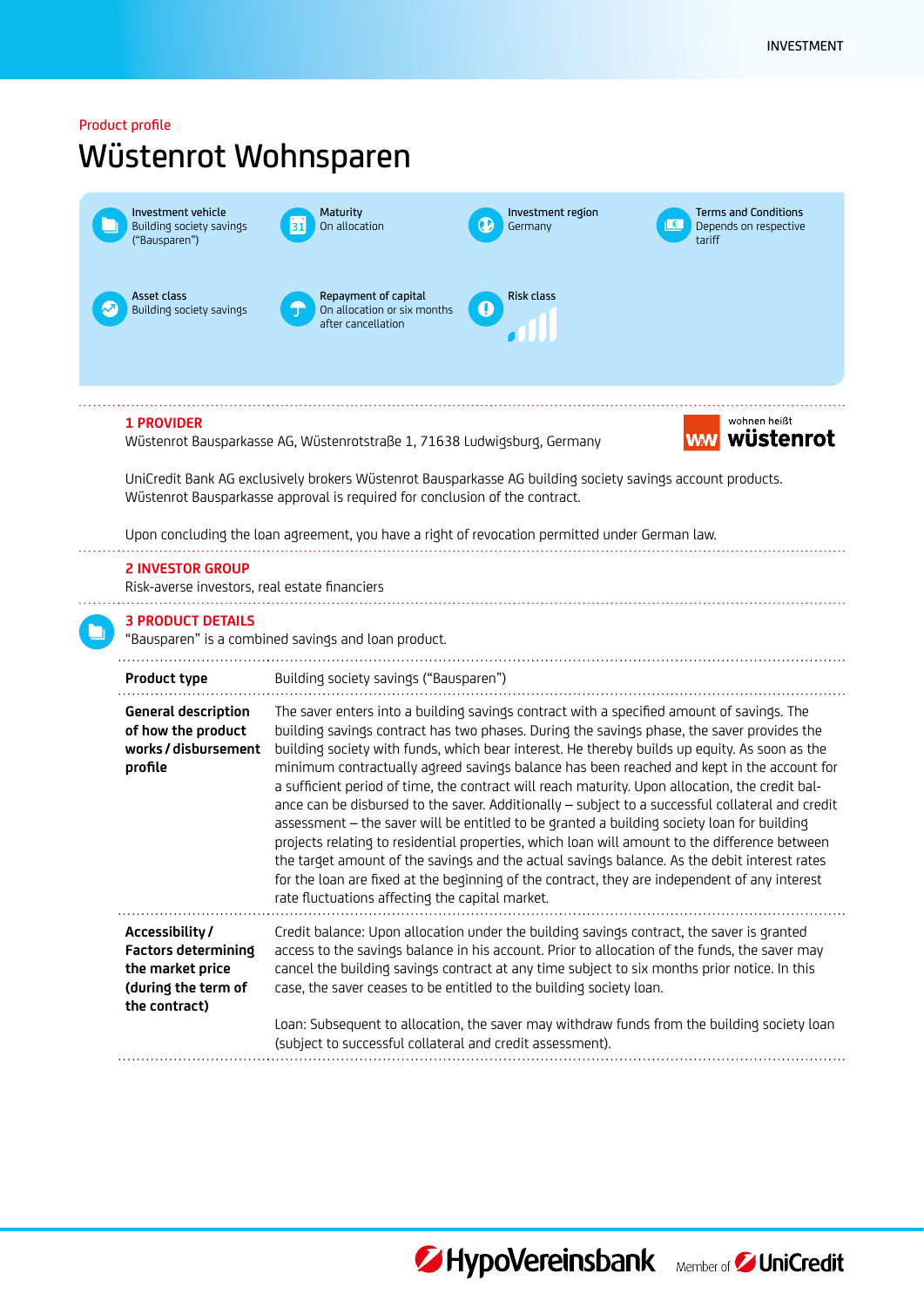Product profile

# Wüstenrot Wohnsparen

**Investment vehicle**
Building society savings ("Bausparen")

**Maturity**
On allocation

**Investment region**
Germany

**Terms and Conditions**
Depends on respective tariff

**Asset class**
Building society savings

**Repayment of capital**
On allocation or six months after cancellation

**Risk class**

## 1 PROVIDER

Wüstenrot Bausparkasse AG, Wüstenrotstraße 1, 71638 Ludwigsburg, Germany

wohnen heißt wüstenrot

UniCredit Bank AG exclusively brokers Wüstenrot Bausparkasse AG building society savings account products. Wüstenrot Bausparkasse approval is required for conclusion of the contract.

Upon concluding the loan agreement, you have a right of revocation permitted under German law.

## 2 INVESTOR GROUP

Risk-averse investors, real estate financiers

## 3 PRODUCT DETAILS

"Bausparen" is a combined savings and loan product.

| | |
|---|---|
| **Product type** | Building society savings ("Bausparen") |
| **General description of how the product works / disbursement profile** | The saver enters into a building savings contract with a specified amount of savings. The building savings contract has two phases. During the savings phase, the saver provides the building society with funds, which bear interest. He thereby builds up equity. As soon as the minimum contractually agreed savings balance has been reached and kept in the account for a sufficient period of time, the contract will reach maturity. Upon allocation, the credit balance can be disbursed to the saver. Additionally – subject to a successful collateral and credit assessment – the saver will be entitled to be granted a building society loan for building projects relating to residential properties, which loan will amount to the difference between the target amount of the savings and the actual savings balance. As the debit interest rates for the loan are fixed at the beginning of the contract, they are independent of any interest rate fluctuations affecting the capital market. |
| **Accessibility / Factors determining the market price (during the term of the contract)** | Credit balance: Upon allocation under the building savings contract, the saver is granted access to the savings balance in his account. Prior to allocation of the funds, the saver may cancel the building savings contract at any time subject to six months prior notice. In this case, the saver ceases to be entitled to the building society loan.<br><br>Loan: Subsequent to allocation, the saver may withdraw funds from the building society loan (subject to successful collateral and credit assessment). |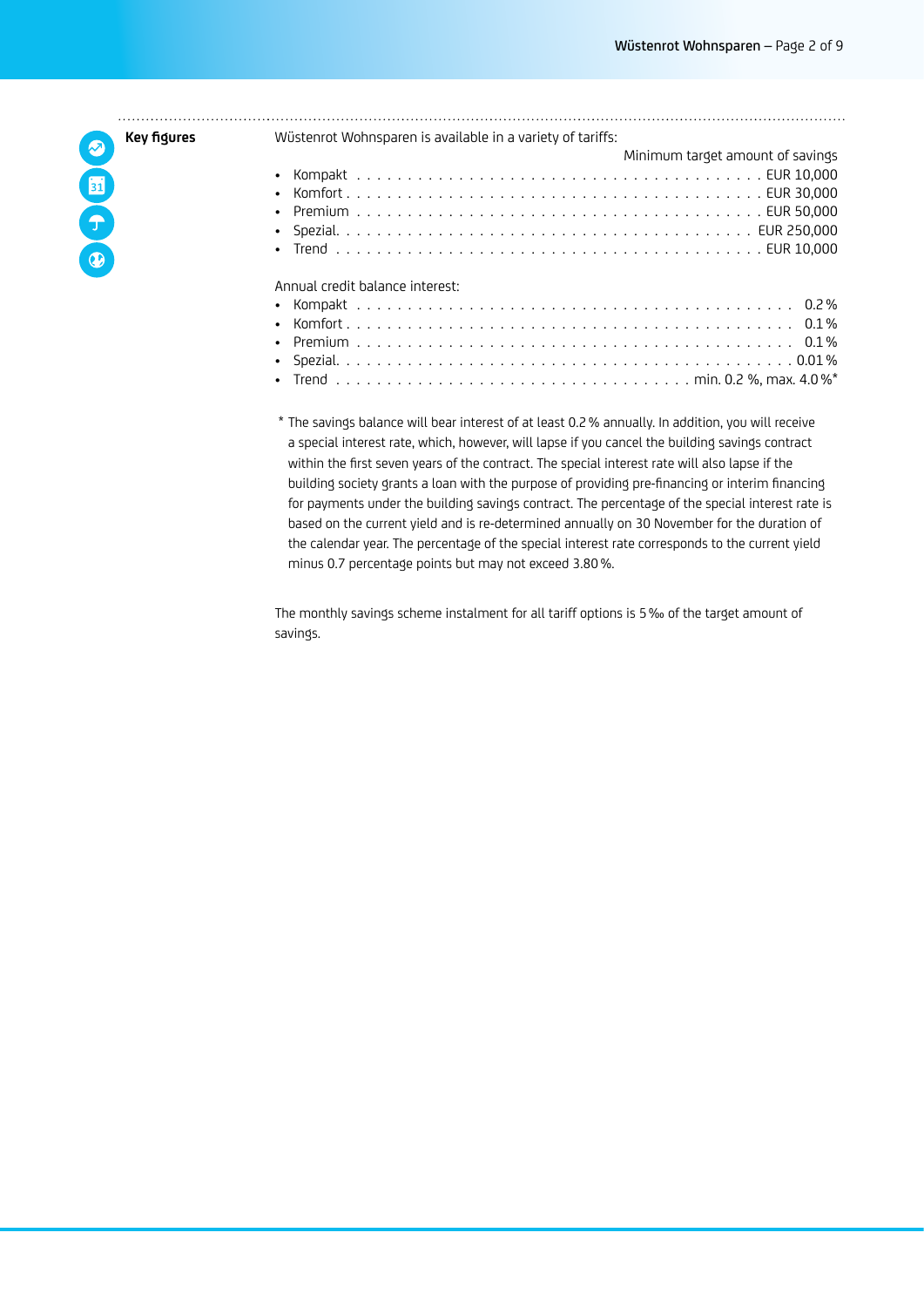## Key figures

Wüstenrot Wohnsparen is available in a variety of tariffs:

| Tariff | Minimum target amount of savings |
|---|---|
| Kompakt | EUR 10,000 |
| Komfort | EUR 30,000 |
| Premium | EUR 50,000 |
| Spezial | EUR 250,000 |
| Trend | EUR 10,000 |

Annual credit balance interest:

| Tariff | Interest |
|---|---|
| Kompakt | 0.2 % |
| Komfort | 0.1 % |
| Premium | 0.1 % |
| Spezial | 0.01 % |
| Trend | min. 0.2 %, max. 4.0 %* |

\* The savings balance will bear interest of at least 0.2 % annually. In addition, you will receive a special interest rate, which, however, will lapse if you cancel the building savings contract within the first seven years of the contract. The special interest rate will also lapse if the building society grants a loan with the purpose of providing pre-financing or interim financing for payments under the building savings contract. The percentage of the special interest rate is based on the current yield and is re-determined annually on 30 November for the duration of the calendar year. The percentage of the special interest rate corresponds to the current yield minus 0.7 percentage points but may not exceed 3.80 %.

The monthly savings scheme instalment for all tariff options is 5 ‰ of the target amount of savings.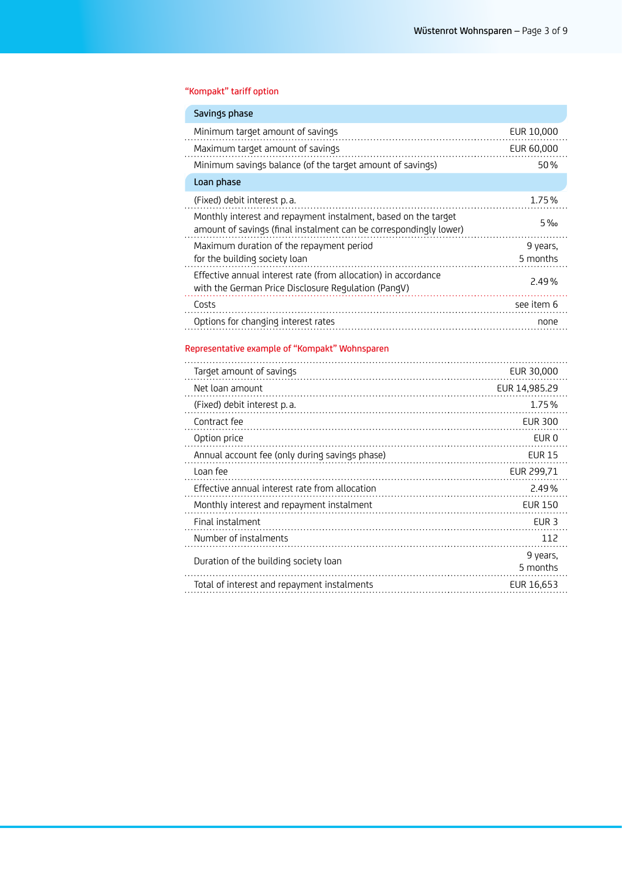## "Kompakt" tariff option

| Savings phase | |
|---|---|
| Minimum target amount of savings | EUR 10,000 |
| Maximum target amount of savings | EUR 60,000 |
| Minimum savings balance (of the target amount of savings) | 50 % |
| **Loan phase** | |
| (Fixed) debit interest p. a. | 1.75 % |
| Monthly interest and repayment instalment, based on the target amount of savings (final instalment can be correspondingly lower) | 5 ‰ |
| Maximum duration of the repayment period for the building society loan | 9 years, 5 months |
| Effective annual interest rate (from allocation) in accordance with the German Price Disclosure Regulation (PangV) | 2.49 % |
| Costs | see item 6 |
| Options for changing interest rates | none |

## Representative example of "Kompakt" Wohnsparen

| | |
|---|---|
| Target amount of savings | EUR 30,000 |
| Net loan amount | EUR 14,985.29 |
| (Fixed) debit interest p. a. | 1.75 % |
| Contract fee | EUR 300 |
| Option price | EUR 0 |
| Annual account fee (only during savings phase) | EUR 15 |
| Loan fee | EUR 299,71 |
| Effective annual interest rate from allocation | 2.49 % |
| Monthly interest and repayment instalment | EUR 150 |
| Final instalment | EUR 3 |
| Number of instalments | 112 |
| Duration of the building society loan | 9 years, 5 months |
| Total of interest and repayment instalments | EUR 16,653 |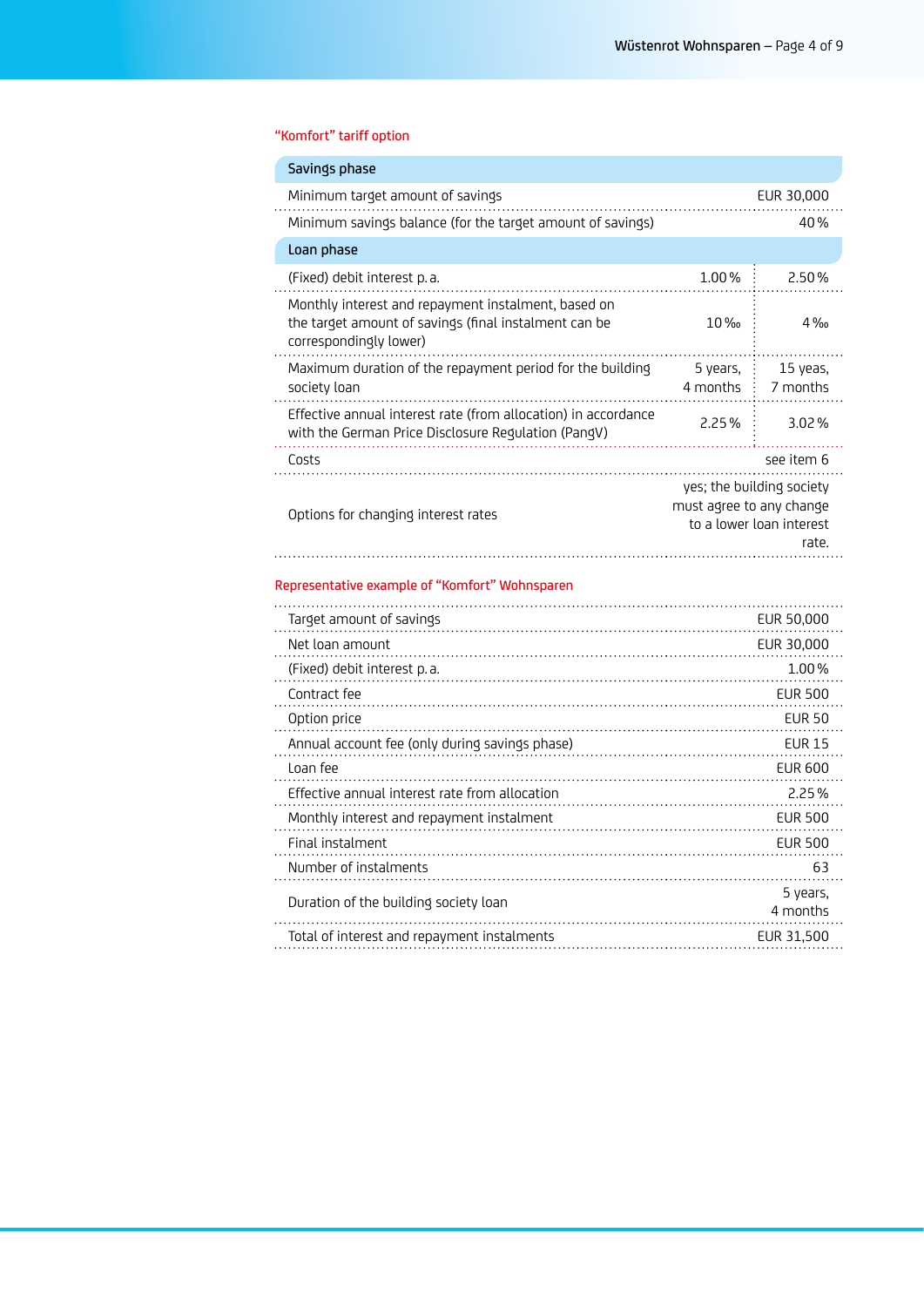### "Komfort" tariff option

| Savings phase | | |
|---|---|---|
| Minimum target amount of savings | | EUR 30,000 |
| Minimum savings balance (for the target amount of savings) | | 40 % |
| **Loan phase** | | |
| (Fixed) debit interest p. a. | 1.00 % | 2.50 % |
| Monthly interest and repayment instalment, based on the target amount of savings (final instalment can be correspondingly lower) | 10 ‰ | 4 ‰ |
| Maximum duration of the repayment period for the building society loan | 5 years, 4 months | 15 yeas, 7 months |
| Effective annual interest rate (from allocation) in accordance with the German Price Disclosure Regulation (PangV) | 2.25 % | 3.02 % |
| Costs | | see item 6 |
| Options for changing interest rates | | yes; the building society must agree to any change to a lower loan interest rate. |

### Representative example of "Komfort" Wohnsparen

| | |
|---|---|
| Target amount of savings | EUR 50,000 |
| Net loan amount | EUR 30,000 |
| (Fixed) debit interest p. a. | 1.00 % |
| Contract fee | EUR 500 |
| Option price | EUR 50 |
| Annual account fee (only during savings phase) | EUR 15 |
| Loan fee | EUR 600 |
| Effective annual interest rate from allocation | 2.25 % |
| Monthly interest and repayment instalment | EUR 500 |
| Final instalment | EUR 500 |
| Number of instalments | 63 |
| Duration of the building society loan | 5 years, 4 months |
| Total of interest and repayment instalments | EUR 31,500 |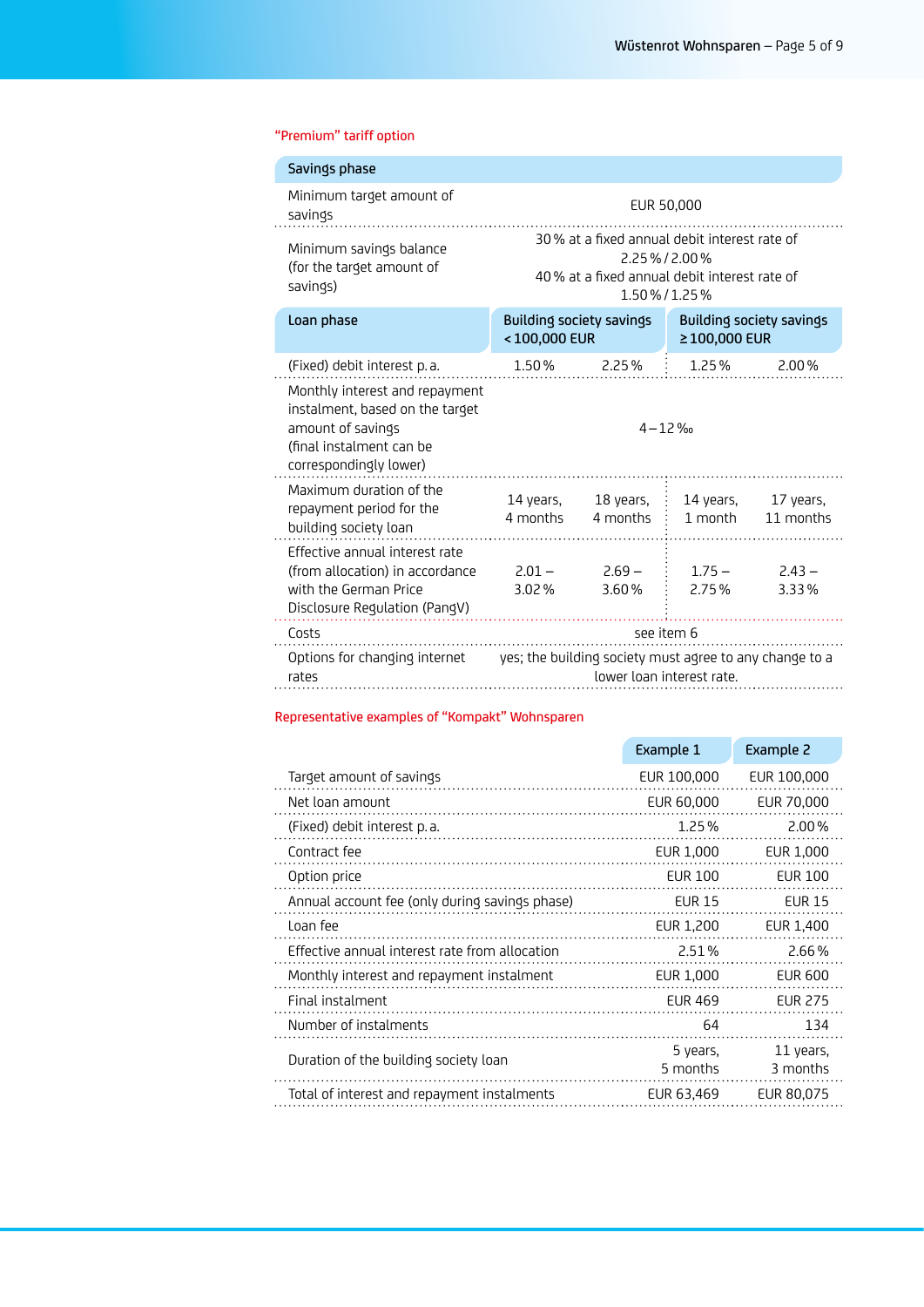## "Premium" tariff option

| Savings phase | | | | |
|---|---|---|---|---|
| Minimum target amount of savings | EUR 50,000 | | | |
| Minimum savings balance (for the target amount of savings) | 30 % at a fixed annual debit interest rate of 2.25 % / 2.00 %<br>40 % at a fixed annual debit interest rate of 1.50 % / 1.25 % | | | |
| **Loan phase** | **Building society savings < 100,000 EUR** | | **Building society savings ≥ 100,000 EUR** | |
| (Fixed) debit interest p. a. | 1.50 % | 2.25 % | 1.25 % | 2.00 % |
| Monthly interest and repayment instalment, based on the target amount of savings (final instalment can be correspondingly lower) | 4 – 12 ‰ | | | |
| Maximum duration of the repayment period for the building society loan | 14 years, 4 months | 18 years, 4 months | 14 years, 1 month | 17 years, 11 months |
| Effective annual interest rate (from allocation) in accordance with the German Price Disclosure Regulation (PangV) | 2.01 – 3.02 % | 2.69 – 3.60 % | 1.75 – 2.75 % | 2.43 – 3.33 % |
| Costs | see item 6 | | | |
| Options for changing internet rates | yes; the building society must agree to any change to a lower loan interest rate. | | | |

## Representative examples of "Kompakt" Wohnsparen

| | Example 1 | Example 2 |
|---|---|---|
| Target amount of savings | EUR 100,000 | EUR 100,000 |
| Net loan amount | EUR 60,000 | EUR 70,000 |
| (Fixed) debit interest p. a. | 1.25 % | 2.00 % |
| Contract fee | EUR 1,000 | EUR 1,000 |
| Option price | EUR 100 | EUR 100 |
| Annual account fee (only during savings phase) | EUR 15 | EUR 15 |
| Loan fee | EUR 1,200 | EUR 1,400 |
| Effective annual interest rate from allocation | 2.51 % | 2.66 % |
| Monthly interest and repayment instalment | EUR 1,000 | EUR 600 |
| Final instalment | EUR 469 | EUR 275 |
| Number of instalments | 64 | 134 |
| Duration of the building society loan | 5 years, 5 months | 11 years, 3 months |
| Total of interest and repayment instalments | EUR 63,469 | EUR 80,075 |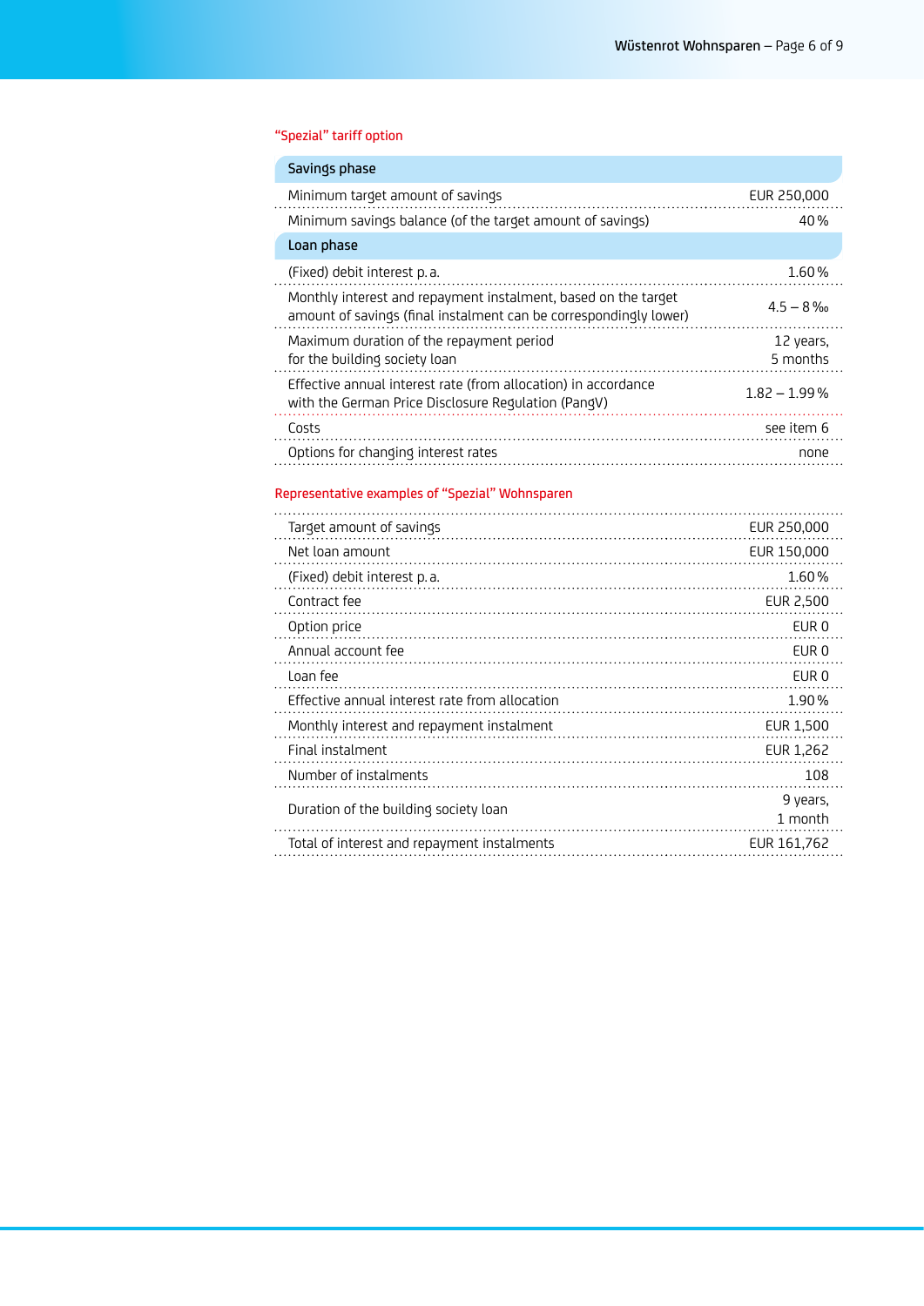## "Spezial" tariff option

| Savings phase | |
|---|---|
| Minimum target amount of savings | EUR 250,000 |
| Minimum savings balance (of the target amount of savings) | 40 % |
| **Loan phase** | |
| (Fixed) debit interest p. a. | 1.60 % |
| Monthly interest and repayment instalment, based on the target amount of savings (final instalment can be correspondingly lower) | 4.5 – 8 ‰ |
| Maximum duration of the repayment period for the building society loan | 12 years, 5 months |
| Effective annual interest rate (from allocation) in accordance with the German Price Disclosure Regulation (PangV) | 1.82 – 1.99 % |
| Costs | see item 6 |
| Options for changing interest rates | none |

## Representative examples of "Spezial" Wohnsparen

| | |
|---|---|
| Target amount of savings | EUR 250,000 |
| Net loan amount | EUR 150,000 |
| (Fixed) debit interest p. a. | 1.60 % |
| Contract fee | EUR 2,500 |
| Option price | EUR 0 |
| Annual account fee | EUR 0 |
| Loan fee | EUR 0 |
| Effective annual interest rate from allocation | 1.90 % |
| Monthly interest and repayment instalment | EUR 1,500 |
| Final instalment | EUR 1,262 |
| Number of instalments | 108 |
| Duration of the building society loan | 9 years, 1 month |
| Total of interest and repayment instalments | EUR 161,762 |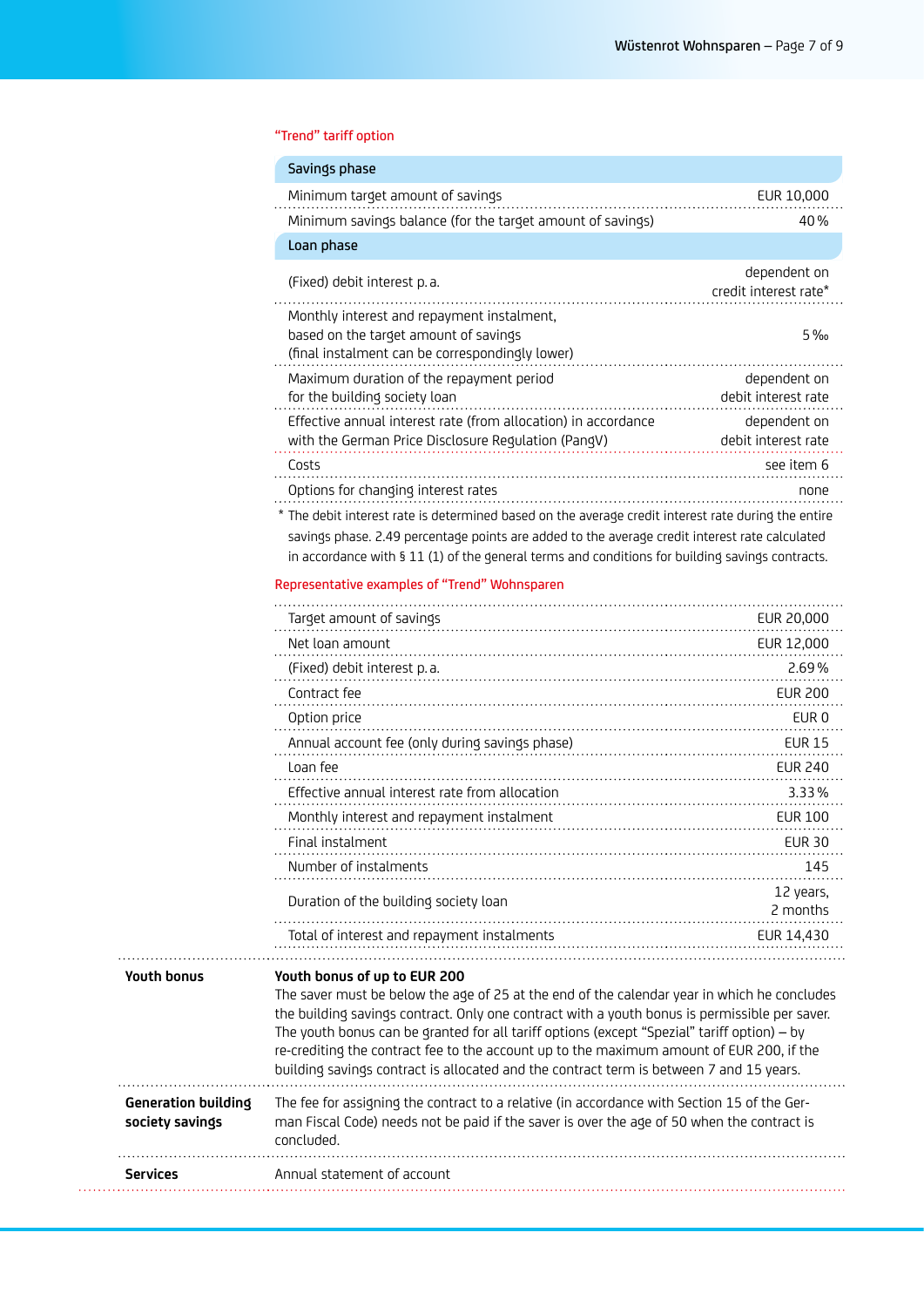### "Trend" tariff option

| Savings phase | |
|---|---|
| Minimum target amount of savings | EUR 10,000 |
| Minimum savings balance (for the target amount of savings) | 40 % |
| **Loan phase** | |
| (Fixed) debit interest p. a. | dependent on credit interest rate* |
| Monthly interest and repayment instalment, based on the target amount of savings (final instalment can be correspondingly lower) | 5 ‰ |
| Maximum duration of the repayment period for the building society loan | dependent on debit interest rate |
| Effective annual interest rate (from allocation) in accordance with the German Price Disclosure Regulation (PangV) | dependent on debit interest rate |
| Costs | see item 6 |
| Options for changing interest rates | none |

* The debit interest rate is determined based on the average credit interest rate during the entire savings phase. 2.49 percentage points are added to the average credit interest rate calculated in accordance with § 11 (1) of the general terms and conditions for building savings contracts.

### Representative examples of "Trend" Wohnsparen

| | |
|---|---|
| Target amount of savings | EUR 20,000 |
| Net loan amount | EUR 12,000 |
| (Fixed) debit interest p. a. | 2.69 % |
| Contract fee | EUR 200 |
| Option price | EUR 0 |
| Annual account fee (only during savings phase) | EUR 15 |
| Loan fee | EUR 240 |
| Effective annual interest rate from allocation | 3.33 % |
| Monthly interest and repayment instalment | EUR 100 |
| Final instalment | EUR 30 |
| Number of instalments | 145 |
| Duration of the building society loan | 12 years, 2 months |
| Total of interest and repayment instalments | EUR 14,430 |

**Youth bonus**

**Youth bonus of up to EUR 200**
The saver must be below the age of 25 at the end of the calendar year in which he concludes the building savings contract. Only one contract with a youth bonus is permissible per saver. The youth bonus can be granted for all tariff options (except "Spezial" tariff option) – by re-crediting the contract fee to the account up to the maximum amount of EUR 200, if the building savings contract is allocated and the contract term is between 7 and 15 years.

**Generation building society savings**

The fee for assigning the contract to a relative (in accordance with Section 15 of the German Fiscal Code) needs not be paid if the saver is over the age of 50 when the contract is concluded.

**Services**

Annual statement of account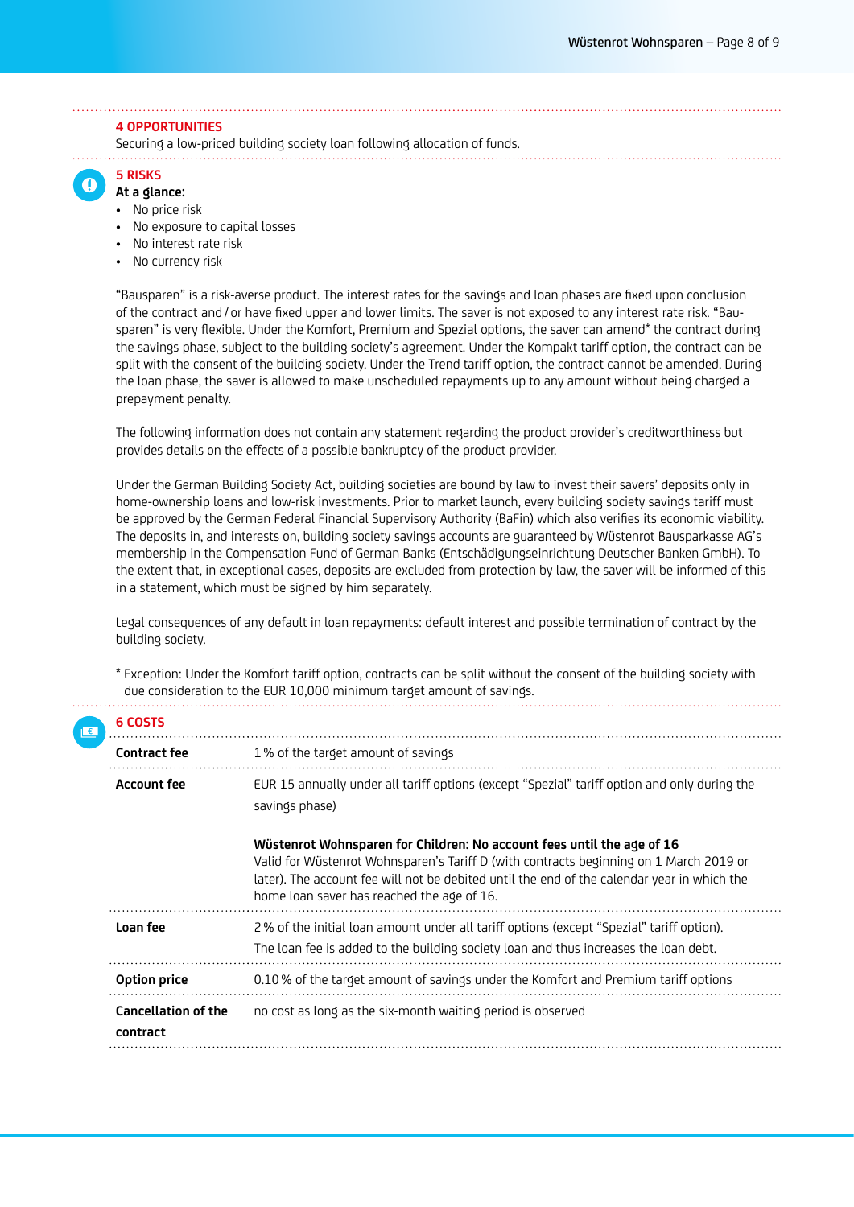## 4 OPPORTUNITIES

Securing a low-priced building society loan following allocation of funds.

## 5 RISKS

**At a glance:**

- No price risk
- No exposure to capital losses
- No interest rate risk
- No currency risk

"Bausparen" is a risk-averse product. The interest rates for the savings and loan phases are fixed upon conclusion of the contract and / or have fixed upper and lower limits. The saver is not exposed to any interest rate risk. "Bausparen" is very flexible. Under the Komfort, Premium and Spezial options, the saver can amend* the contract during the savings phase, subject to the building society's agreement. Under the Kompakt tariff option, the contract can be split with the consent of the building society. Under the Trend tariff option, the contract cannot be amended. During the loan phase, the saver is allowed to make unscheduled repayments up to any amount without being charged a prepayment penalty.

The following information does not contain any statement regarding the product provider's creditworthiness but provides details on the effects of a possible bankruptcy of the product provider.

Under the German Building Society Act, building societies are bound by law to invest their savers' deposits only in home-ownership loans and low-risk investments. Prior to market launch, every building society savings tariff must be approved by the German Federal Financial Supervisory Authority (BaFin) which also verifies its economic viability. The deposits in, and interests on, building society savings accounts are guaranteed by Wüstenrot Bausparkasse AG's membership in the Compensation Fund of German Banks (Entschädigungseinrichtung Deutscher Banken GmbH). To the extent that, in exceptional cases, deposits are excluded from protection by law, the saver will be informed of this in a statement, which must be signed by him separately.

Legal consequences of any default in loan repayments: default interest and possible termination of contract by the building society.

* Exception: Under the Komfort tariff option, contracts can be split without the consent of the building society with due consideration to the EUR 10,000 minimum target amount of savings.

## 6 COSTS

| | |
|---|---|
| **Contract fee** | 1 % of the target amount of savings |
| **Account fee** | EUR 15 annually under all tariff options (except "Spezial" tariff option and only during the savings phase)<br><br>**Wüstenrot Wohnsparen for Children: No account fees until the age of 16**<br>Valid for Wüstenrot Wohnsparen's Tariff D (with contracts beginning on 1 March 2019 or later). The account fee will not be debited until the end of the calendar year in which the home loan saver has reached the age of 16. |
| **Loan fee** | 2 % of the initial loan amount under all tariff options (except "Spezial" tariff option). The loan fee is added to the building society loan and thus increases the loan debt. |
| **Option price** | 0.10 % of the target amount of savings under the Komfort and Premium tariff options |
| **Cancellation of the contract** | no cost as long as the six-month waiting period is observed |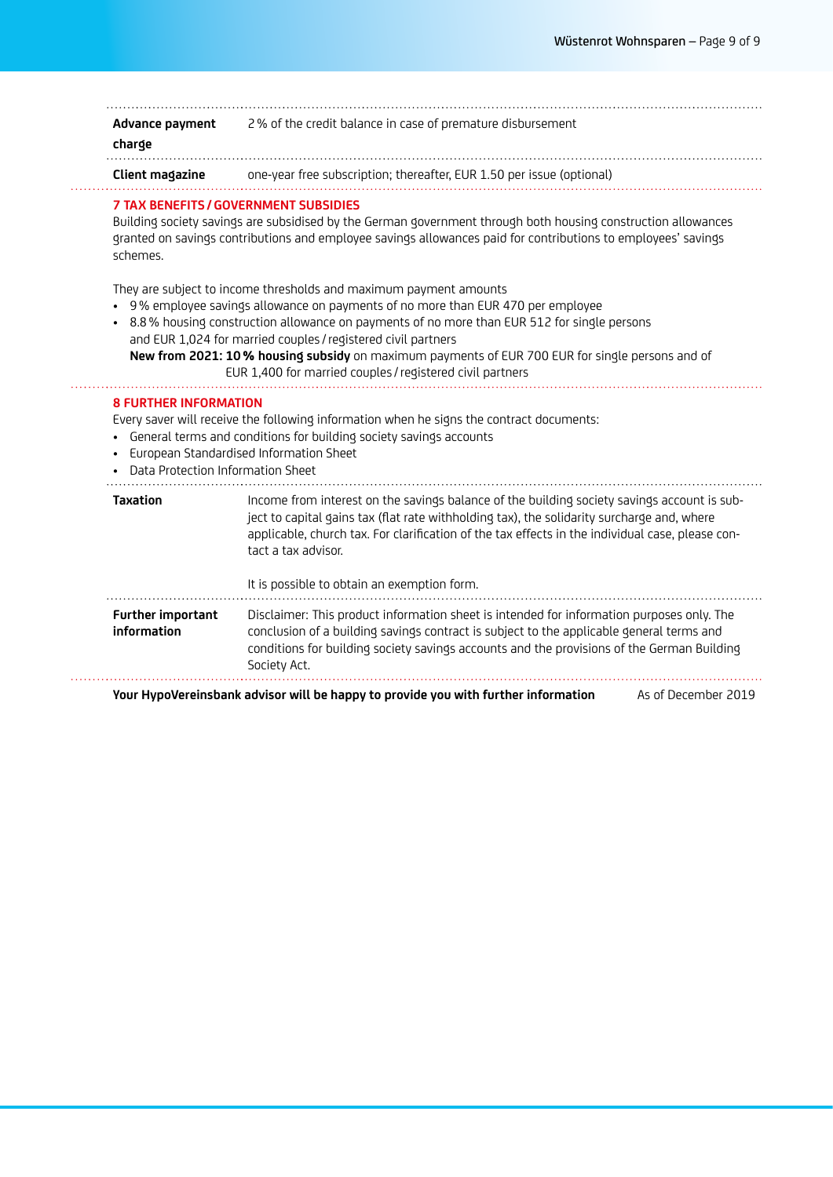| | |
|---|---|
| **Advance payment charge** | 2 % of the credit balance in case of premature disbursement |
| **Client magazine** | one-year free subscription; thereafter, EUR 1.50 per issue (optional) |

## 7 TAX BENEFITS / GOVERNMENT SUBSIDIES

Building society savings are subsidised by the German government through both housing construction allowances granted on savings contributions and employee savings allowances paid for contributions to employees' savings schemes.

They are subject to income thresholds and maximum payment amounts

- 9 % employee savings allowance on payments of no more than EUR 470 per employee
- 8.8 % housing construction allowance on payments of no more than EUR 512 for single persons and EUR 1,024 for married couples / registered civil partners
  **New from 2021: 10 % housing subsidy** on maximum payments of EUR 700 EUR for single persons and of EUR 1,400 for married couples / registered civil partners

## 8 FURTHER INFORMATION

Every saver will receive the following information when he signs the contract documents:

- General terms and conditions for building society savings accounts
- European Standardised Information Sheet
- Data Protection Information Sheet

| | |
|---|---|
| **Taxation** | Income from interest on the savings balance of the building society savings account is subject to capital gains tax (flat rate withholding tax), the solidarity surcharge and, where applicable, church tax. For clarification of the tax effects in the individual case, please contact a tax advisor.<br><br>It is possible to obtain an exemption form. |
| **Further important information** | Disclaimer: This product information sheet is intended for information purposes only. The conclusion of a building savings contract is subject to the applicable general terms and conditions for building society savings accounts and the provisions of the German Building Society Act. |

**Your HypoVereinsbank advisor will be happy to provide you with further information** As of December 2019